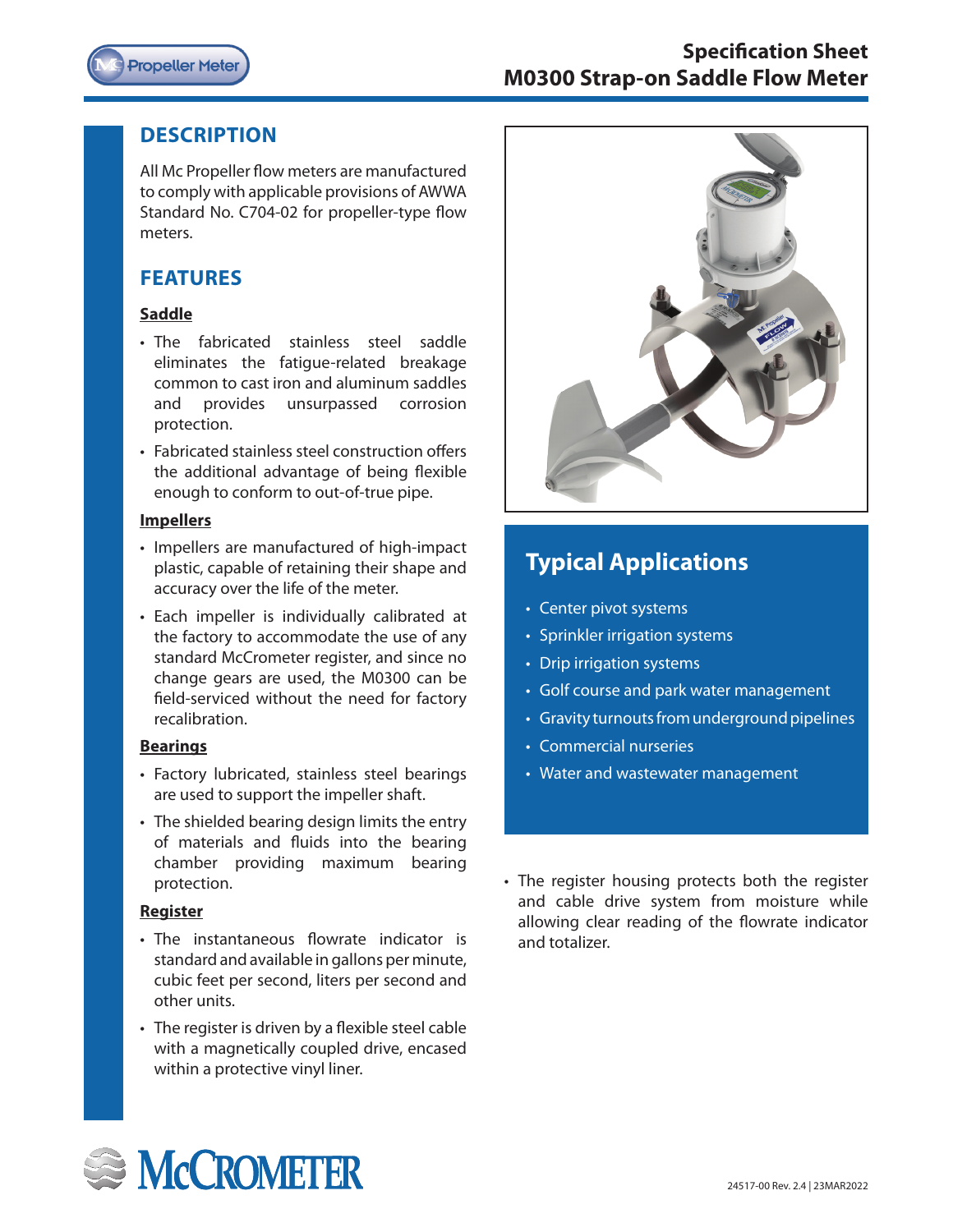# Specification Sheet
# M0300 Strap-on Saddle Flow Meter

## DESCRIPTION

All Mc Propeller flow meters are manufactured to comply with applicable provisions of AWWA Standard No. C704-02 for propeller-type flow meters.

## FEATURES

### Saddle

- The fabricated stainless steel saddle eliminates the fatigue-related breakage common to cast iron and aluminum saddles and provides unsurpassed corrosion protection.
- Fabricated stainless steel construction offers the additional advantage of being flexible enough to conform to out-of-true pipe.

### Impellers

- Impellers are manufactured of high-impact plastic, capable of retaining their shape and accuracy over the life of the meter.
- Each impeller is individually calibrated at the factory to accommodate the use of any standard McCrometer register, and since no change gears are used, the M0300 can be field-serviced without the need for factory recalibration.

### Bearings

- Factory lubricated, stainless steel bearings are used to support the impeller shaft.
- The shielded bearing design limits the entry of materials and fluids into the bearing chamber providing maximum bearing protection.

### Register

- The instantaneous flowrate indicator is standard and available in gallons per minute, cubic feet per second, liters per second and other units.
- The register is driven by a flexible steel cable with a magnetically coupled drive, encased within a protective vinyl liner.
- The register housing protects both the register and cable drive system from moisture while allowing clear reading of the flowrate indicator and totalizer.

## Typical Applications

- Center pivot systems
- Sprinkler irrigation systems
- Drip irrigation systems
- Golf course and park water management
- Gravity turnouts from underground pipelines
- Commercial nurseries
- Water and wastewater management

24517-00 Rev. 2.4 | 23MAR2022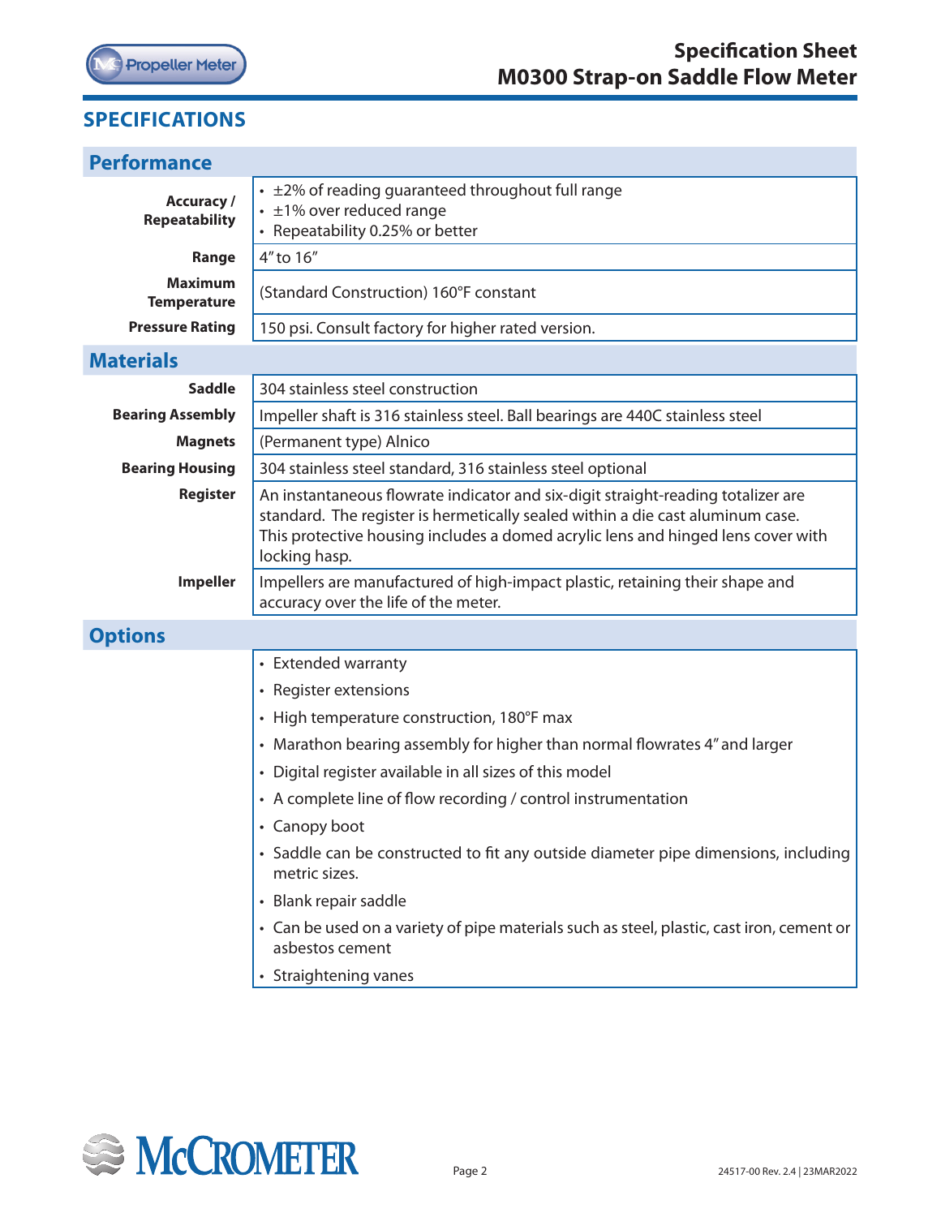## SPECIFICATIONS

### Performance

| | |
|---|---|
| **Accuracy / Repeatability** | • ±2% of reading guaranteed throughout full range<br>• ±1% over reduced range<br>• Repeatability 0.25% or better |
| **Range** | 4" to 16" |
| **Maximum Temperature** | (Standard Construction) 160°F constant |
| **Pressure Rating** | 150 psi. Consult factory for higher rated version. |

### Materials

| | |
|---|---|
| **Saddle** | 304 stainless steel construction |
| **Bearing Assembly** | Impeller shaft is 316 stainless steel. Ball bearings are 440C stainless steel |
| **Magnets** | (Permanent type) Alnico |
| **Bearing Housing** | 304 stainless steel standard, 316 stainless steel optional |
| **Register** | An instantaneous flowrate indicator and six-digit straight-reading totalizer are standard. The register is hermetically sealed within a die cast aluminum case. This protective housing includes a domed acrylic lens and hinged lens cover with locking hasp. |
| **Impeller** | Impellers are manufactured of high-impact plastic, retaining their shape and accuracy over the life of the meter. |

### Options

- Extended warranty
- Register extensions
- High temperature construction, 180°F max
- Marathon bearing assembly for higher than normal flowrates 4" and larger
- Digital register available in all sizes of this model
- A complete line of flow recording / control instrumentation
- Canopy boot
- Saddle can be constructed to fit any outside diameter pipe dimensions, including metric sizes.
- Blank repair saddle
- Can be used on a variety of pipe materials such as steel, plastic, cast iron, cement or asbestos cement
- Straightening vanes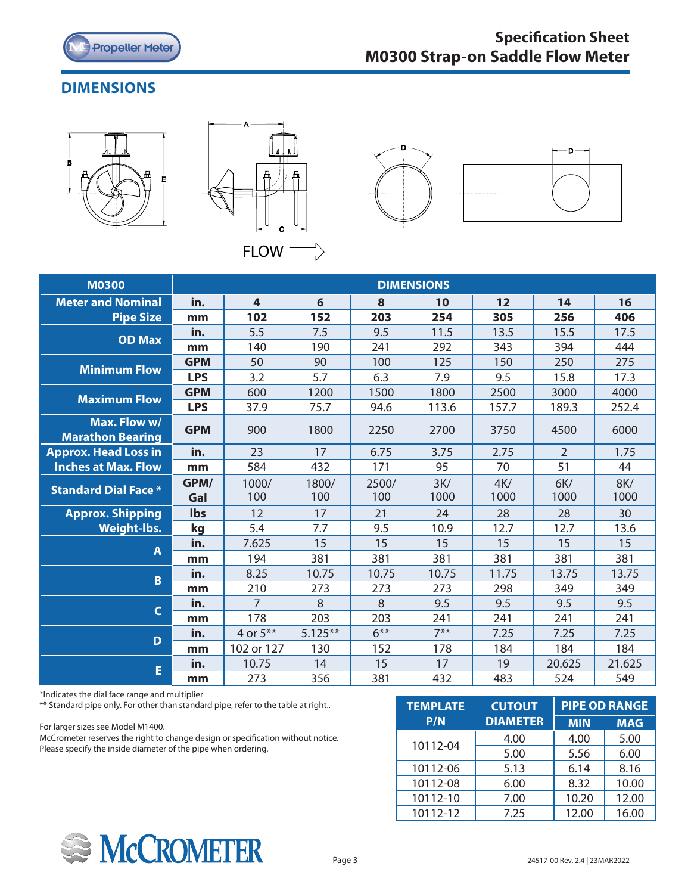## DIMENSIONS

FLOW

| M0300 | | DIMENSIONS | | | | | | |
|---|---|---|---|---|---|---|---|---|
| Meter and Nominal Pipe Size | in. | 4 | 6 | 8 | 10 | 12 | 14 | 16 |
| | mm | 102 | 152 | 203 | 254 | 305 | 256 | 406 |
| OD Max | in. | 5.5 | 7.5 | 9.5 | 11.5 | 13.5 | 15.5 | 17.5 |
| | mm | 140 | 190 | 241 | 292 | 343 | 394 | 444 |
| Minimum Flow | GPM | 50 | 90 | 100 | 125 | 150 | 250 | 275 |
| | LPS | 3.2 | 5.7 | 6.3 | 7.9 | 9.5 | 15.8 | 17.3 |
| Maximum Flow | GPM | 600 | 1200 | 1500 | 1800 | 2500 | 3000 | 4000 |
| | LPS | 37.9 | 75.7 | 94.6 | 113.6 | 157.7 | 189.3 | 252.4 |
| Max. Flow w/ Marathon Bearing | GPM | 900 | 1800 | 2250 | 2700 | 3750 | 4500 | 6000 |
| Approx. Head Loss in Inches at Max. Flow | in. | 23 | 17 | 6.75 | 3.75 | 2.75 | 2 | 1.75 |
| | mm | 584 | 432 | 171 | 95 | 70 | 51 | 44 |
| Standard Dial Face * | GPM/ Gal | 1000/ 100 | 1800/ 100 | 2500/ 100 | 3K/ 1000 | 4K/ 1000 | 6K/ 1000 | 8K/ 1000 |
| Approx. Shipping Weight-lbs. | lbs | 12 | 17 | 21 | 24 | 28 | 28 | 30 |
| | kg | 5.4 | 7.7 | 9.5 | 10.9 | 12.7 | 12.7 | 13.6 |
| A | in. | 7.625 | 15 | 15 | 15 | 15 | 15 | 15 |
| | mm | 194 | 381 | 381 | 381 | 381 | 381 | 381 |
| B | in. | 8.25 | 10.75 | 10.75 | 10.75 | 11.75 | 13.75 | 13.75 |
| | mm | 210 | 273 | 273 | 273 | 298 | 349 | 349 |
| C | in. | 7 | 8 | 8 | 9.5 | 9.5 | 9.5 | 9.5 |
| | mm | 178 | 203 | 203 | 241 | 241 | 241 | 241 |
| D | in. | 4 or 5** | 5.125** | 6** | 7** | 7.25 | 7.25 | 7.25 |
| | mm | 102 or 127 | 130 | 152 | 178 | 184 | 184 | 184 |
| E | in. | 10.75 | 14 | 15 | 17 | 19 | 20.625 | 21.625 |
| | mm | 273 | 356 | 381 | 432 | 483 | 524 | 549 |

*Indicates the dial face range and multiplier
** Standard pipe only. For other than standard pipe, refer to the table at right..

For larger sizes see Model M1400.
McCrometer reserves the right to change design or specification without notice.
Please specify the inside diameter of the pipe when ordering.

| TEMPLATE P/N | CUTOUT DIAMETER | PIPE OD RANGE | |
|---|---|---|---|
| | | MIN | MAG |
| 10112-04 | 4.00 | 4.00 | 5.00 |
| | 5.00 | 5.56 | 6.00 |
| 10112-06 | 5.13 | 6.14 | 8.16 |
| 10112-08 | 6.00 | 8.32 | 10.00 |
| 10112-10 | 7.00 | 10.20 | 12.00 |
| 10112-12 | 7.25 | 12.00 | 16.00 |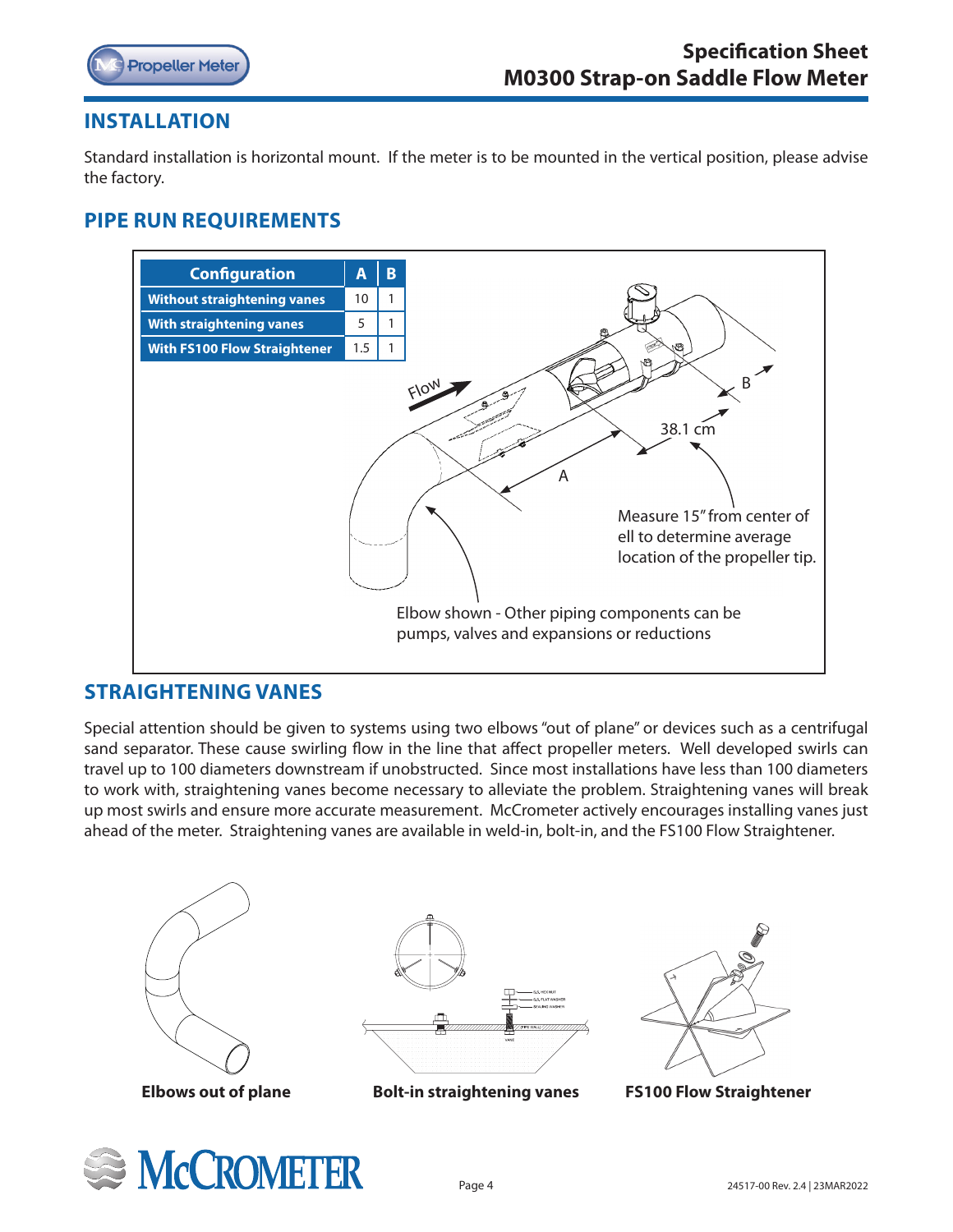## INSTALLATION

Standard installation is horizontal mount. If the meter is to be mounted in the vertical position, please advise the factory.

## PIPE RUN REQUIREMENTS

| Configuration | A | B |
|---|---|---|
| Without straightening vanes | 10 | 1 |
| With straightening vanes | 5 | 1 |
| With FS100 Flow Straightener | 1.5 | 1 |

Flow

38.1 cm

Measure 15" from center of ell to determine average location of the propeller tip.

Elbow shown - Other piping components can be pumps, valves and expansions or reductions

## STRAIGHTENING VANES

Special attention should be given to systems using two elbows "out of plane" or devices such as a centrifugal sand separator. These cause swirling flow in the line that affect propeller meters. Well developed swirls can travel up to 100 diameters downstream if unobstructed. Since most installations have less than 100 diameters to work with, straightening vanes become necessary to alleviate the problem. Straightening vanes will break up most swirls and ensure more accurate measurement. McCrometer actively encourages installing vanes just ahead of the meter. Straightening vanes are available in weld-in, bolt-in, and the FS100 Flow Straightener.

**Elbows out of plane**

**Bolt-in straightening vanes**

**FS100 Flow Straightener**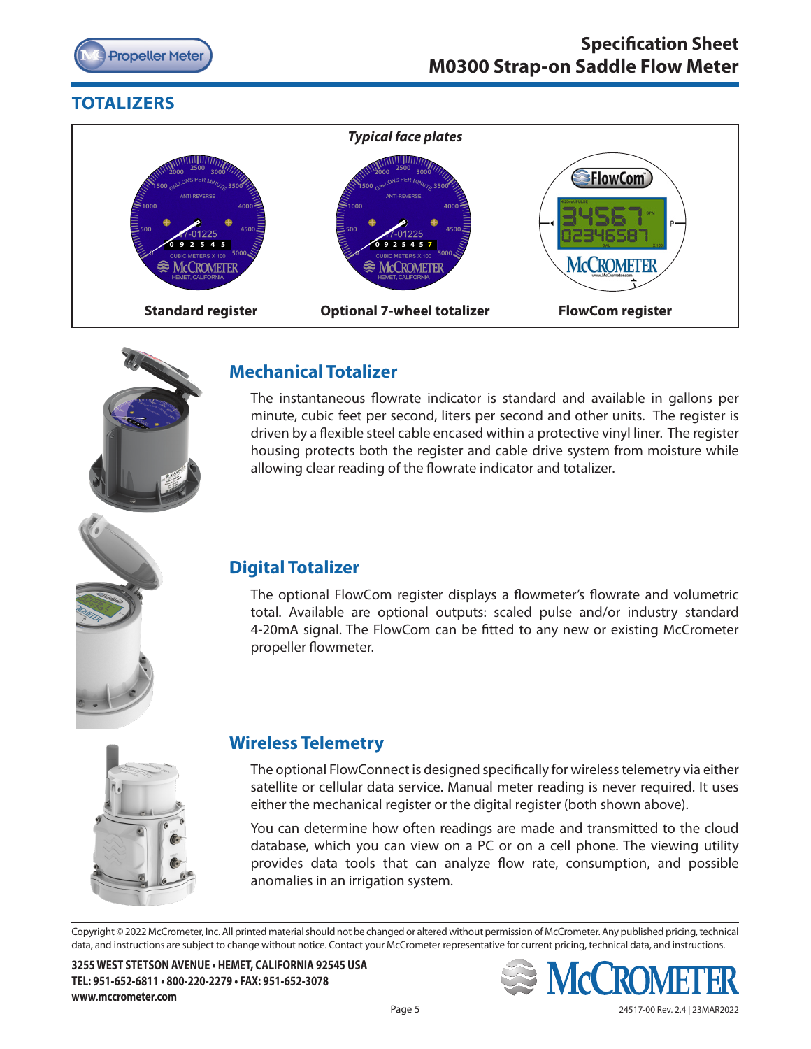## TOTALIZERS

*Typical face plates*

Standard register | Optional 7-wheel totalizer | FlowCom register

### Mechanical Totalizer

The instantaneous flowrate indicator is standard and available in gallons per minute, cubic feet per second, liters per second and other units. The register is driven by a flexible steel cable encased within a protective vinyl liner. The register housing protects both the register and cable drive system from moisture while allowing clear reading of the flowrate indicator and totalizer.

### Digital Totalizer

The optional FlowCom register displays a flowmeter's flowrate and volumetric total. Available are optional outputs: scaled pulse and/or industry standard 4-20mA signal. The FlowCom can be fitted to any new or existing McCrometer propeller flowmeter.

### Wireless Telemetry

The optional FlowConnect is designed specifically for wireless telemetry via either satellite or cellular data service. Manual meter reading is never required. It uses either the mechanical register or the digital register (both shown above).

You can determine how often readings are made and transmitted to the cloud database, which you can view on a PC or on a cell phone. The viewing utility provides data tools that can analyze flow rate, consumption, and possible anomalies in an irrigation system.

Copyright © 2022 McCrometer, Inc. All printed material should not be changed or altered without permission of McCrometer. Any published pricing, technical data, and instructions are subject to change without notice. Contact your McCrometer representative for current pricing, technical data, and instructions.

**3255 WEST STETSON AVENUE • HEMET, CALIFORNIA 92545 USA**
**TEL: 951-652-6811 • 800-220-2279 • FAX: 951-652-3078**
**www.mccrometer.com**

24517-00 Rev. 2.4 | 23MAR2022